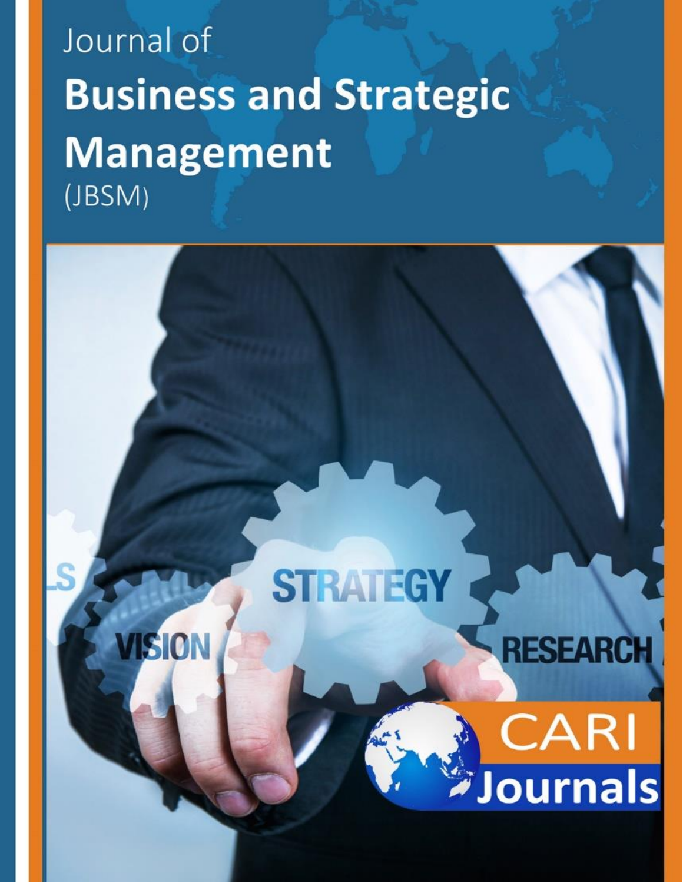Journal of

# Business and Strategic Management

(JBSM)

CARI Journals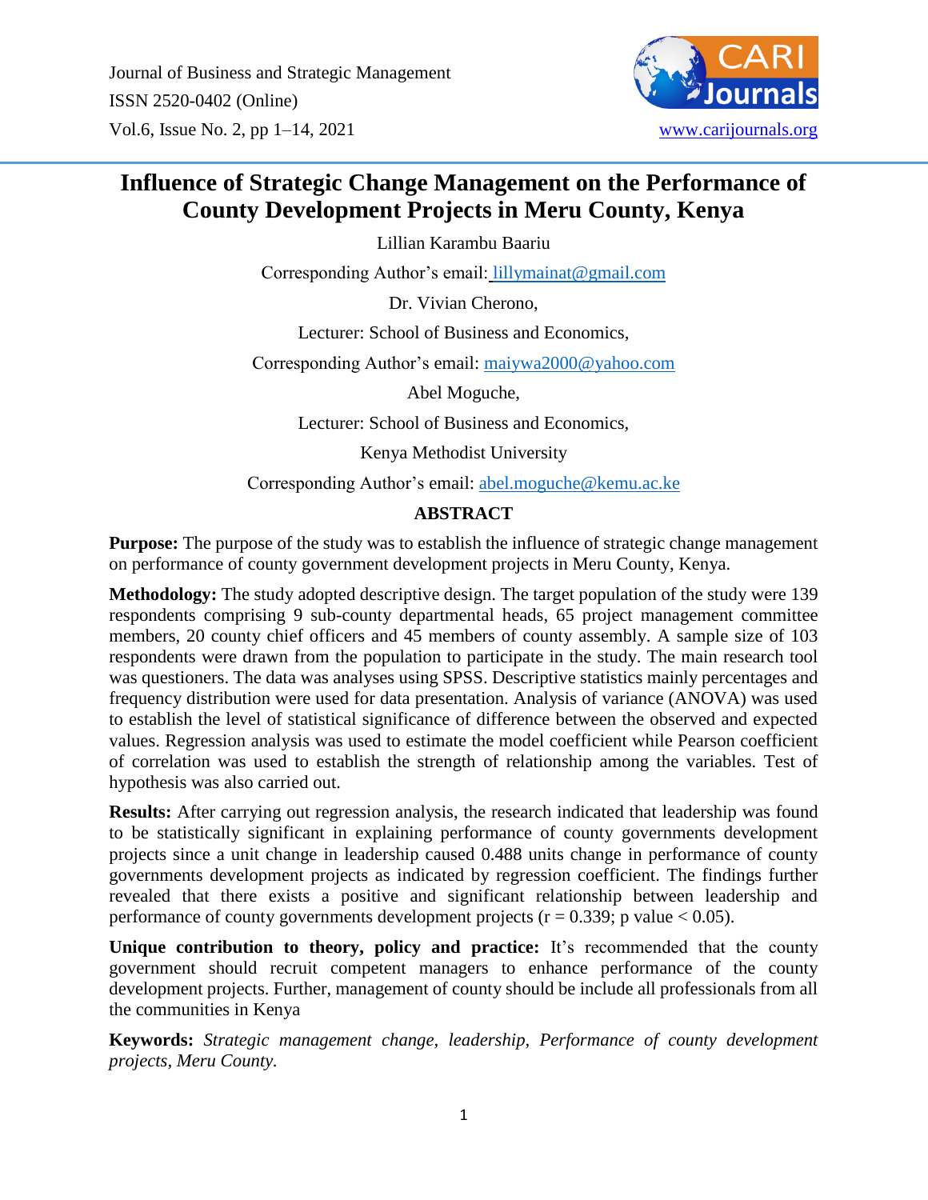# Influence of Strategic Change Management on the Performance of County Development Projects in Meru County, Kenya

Lillian Karambu Baariu

Corresponding Author's email: lillymainat@gmail.com

Dr. Vivian Cherono,

Lecturer: School of Business and Economics,

Corresponding Author's email: maiywa2000@yahoo.com

Abel Moguche,

Lecturer: School of Business and Economics,

Kenya Methodist University

Corresponding Author's email: abel.moguche@kemu.ac.ke

## ABSTRACT

**Purpose:** The purpose of the study was to establish the influence of strategic change management on performance of county government development projects in Meru County, Kenya.

**Methodology:** The study adopted descriptive design. The target population of the study were 139 respondents comprising 9 sub-county departmental heads, 65 project management committee members, 20 county chief officers and 45 members of county assembly. A sample size of 103 respondents were drawn from the population to participate in the study. The main research tool was questioners. The data was analyses using SPSS. Descriptive statistics mainly percentages and frequency distribution were used for data presentation. Analysis of variance (ANOVA) was used to establish the level of statistical significance of difference between the observed and expected values. Regression analysis was used to estimate the model coefficient while Pearson coefficient of correlation was used to establish the strength of relationship among the variables. Test of hypothesis was also carried out.

**Results:** After carrying out regression analysis, the research indicated that leadership was found to be statistically significant in explaining performance of county governments development projects since a unit change in leadership caused 0.488 units change in performance of county governments development projects as indicated by regression coefficient. The findings further revealed that there exists a positive and significant relationship between leadership and performance of county governments development projects ($r = 0.339$; p value $< 0.05$).

**Unique contribution to theory, policy and practice:** It's recommended that the county government should recruit competent managers to enhance performance of the county development projects. Further, management of county should be include all professionals from all the communities in Kenya

**Keywords:** *Strategic management change, leadership, Performance of county development projects, Meru County.*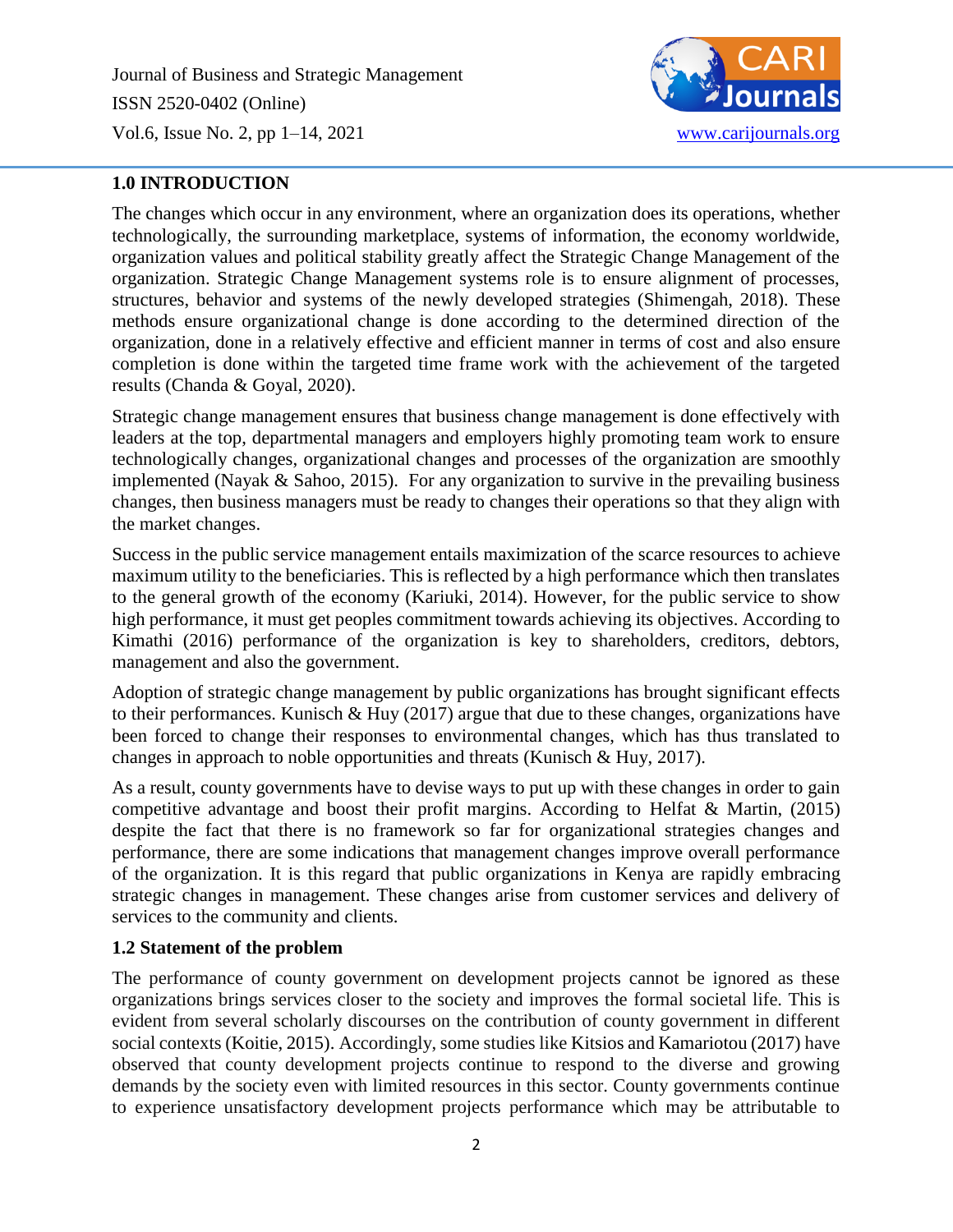## 1.0 INTRODUCTION

The changes which occur in any environment, where an organization does its operations, whether technologically, the surrounding marketplace, systems of information, the economy worldwide, organization values and political stability greatly affect the Strategic Change Management of the organization. Strategic Change Management systems role is to ensure alignment of processes, structures, behavior and systems of the newly developed strategies (Shimengah, 2018). These methods ensure organizational change is done according to the determined direction of the organization, done in a relatively effective and efficient manner in terms of cost and also ensure completion is done within the targeted time frame work with the achievement of the targeted results (Chanda & Goyal, 2020).

Strategic change management ensures that business change management is done effectively with leaders at the top, departmental managers and employers highly promoting team work to ensure technologically changes, organizational changes and processes of the organization are smoothly implemented (Nayak & Sahoo, 2015). For any organization to survive in the prevailing business changes, then business managers must be ready to changes their operations so that they align with the market changes.

Success in the public service management entails maximization of the scarce resources to achieve maximum utility to the beneficiaries. This is reflected by a high performance which then translates to the general growth of the economy (Kariuki, 2014). However, for the public service to show high performance, it must get peoples commitment towards achieving its objectives. According to Kimathi (2016) performance of the organization is key to shareholders, creditors, debtors, management and also the government.

Adoption of strategic change management by public organizations has brought significant effects to their performances. Kunisch & Huy (2017) argue that due to these changes, organizations have been forced to change their responses to environmental changes, which has thus translated to changes in approach to noble opportunities and threats (Kunisch & Huy, 2017).

As a result, county governments have to devise ways to put up with these changes in order to gain competitive advantage and boost their profit margins. According to Helfat & Martin, (2015) despite the fact that there is no framework so far for organizational strategies changes and performance, there are some indications that management changes improve overall performance of the organization. It is this regard that public organizations in Kenya are rapidly embracing strategic changes in management. These changes arise from customer services and delivery of services to the community and clients.

### 1.2 Statement of the problem

The performance of county government on development projects cannot be ignored as these organizations brings services closer to the society and improves the formal societal life. This is evident from several scholarly discourses on the contribution of county government in different social contexts (Koitie, 2015). Accordingly, some studies like Kitsios and Kamariotou (2017) have observed that county development projects continue to respond to the diverse and growing demands by the society even with limited resources in this sector. County governments continue to experience unsatisfactory development projects performance which may be attributable to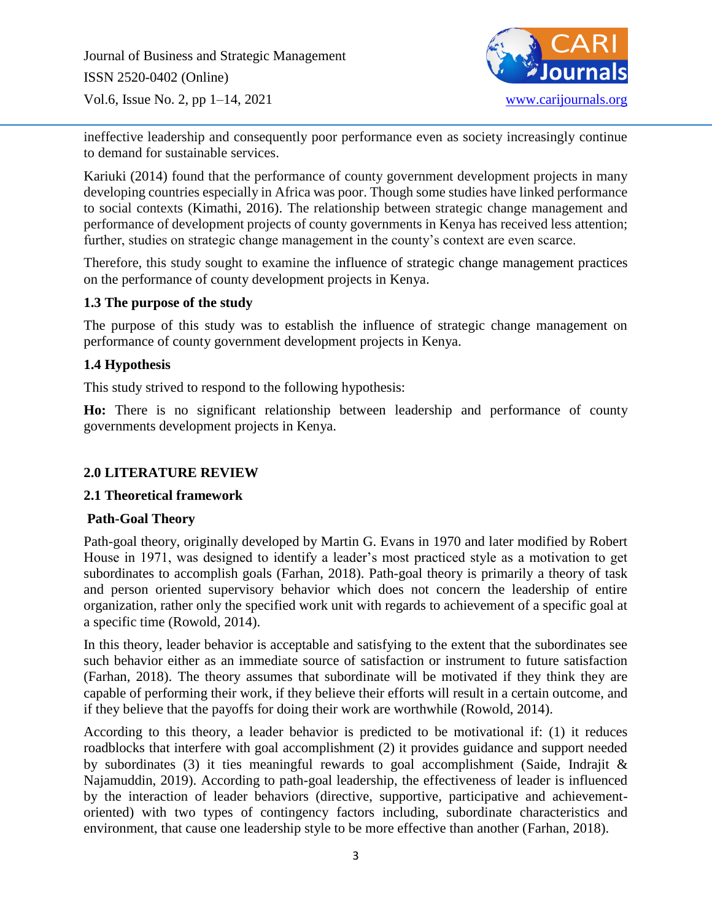ineffective leadership and consequently poor performance even as society increasingly continue to demand for sustainable services.

Kariuki (2014) found that the performance of county government development projects in many developing countries especially in Africa was poor. Though some studies have linked performance to social contexts (Kimathi, 2016). The relationship between strategic change management and performance of development projects of county governments in Kenya has received less attention; further, studies on strategic change management in the county's context are even scarce.

Therefore, this study sought to examine the influence of strategic change management practices on the performance of county development projects in Kenya.

### 1.3 The purpose of the study

The purpose of this study was to establish the influence of strategic change management on performance of county government development projects in Kenya.

### 1.4 Hypothesis

This study strived to respond to the following hypothesis:

**Ho:** There is no significant relationship between leadership and performance of county governments development projects in Kenya.

## 2.0 LITERATURE REVIEW

### 2.1 Theoretical framework

#### Path-Goal Theory

Path-goal theory, originally developed by Martin G. Evans in 1970 and later modified by Robert House in 1971, was designed to identify a leader's most practiced style as a motivation to get subordinates to accomplish goals (Farhan, 2018). Path-goal theory is primarily a theory of task and person oriented supervisory behavior which does not concern the leadership of entire organization, rather only the specified work unit with regards to achievement of a specific goal at a specific time (Rowold, 2014).

In this theory, leader behavior is acceptable and satisfying to the extent that the subordinates see such behavior either as an immediate source of satisfaction or instrument to future satisfaction (Farhan, 2018). The theory assumes that subordinate will be motivated if they think they are capable of performing their work, if they believe their efforts will result in a certain outcome, and if they believe that the payoffs for doing their work are worthwhile (Rowold, 2014).

According to this theory, a leader behavior is predicted to be motivational if: (1) it reduces roadblocks that interfere with goal accomplishment (2) it provides guidance and support needed by subordinates (3) it ties meaningful rewards to goal accomplishment (Saide, Indrajit & Najamuddin, 2019). According to path-goal leadership, the effectiveness of leader is influenced by the interaction of leader behaviors (directive, supportive, participative and achievement-oriented) with two types of contingency factors including, subordinate characteristics and environment, that cause one leadership style to be more effective than another (Farhan, 2018).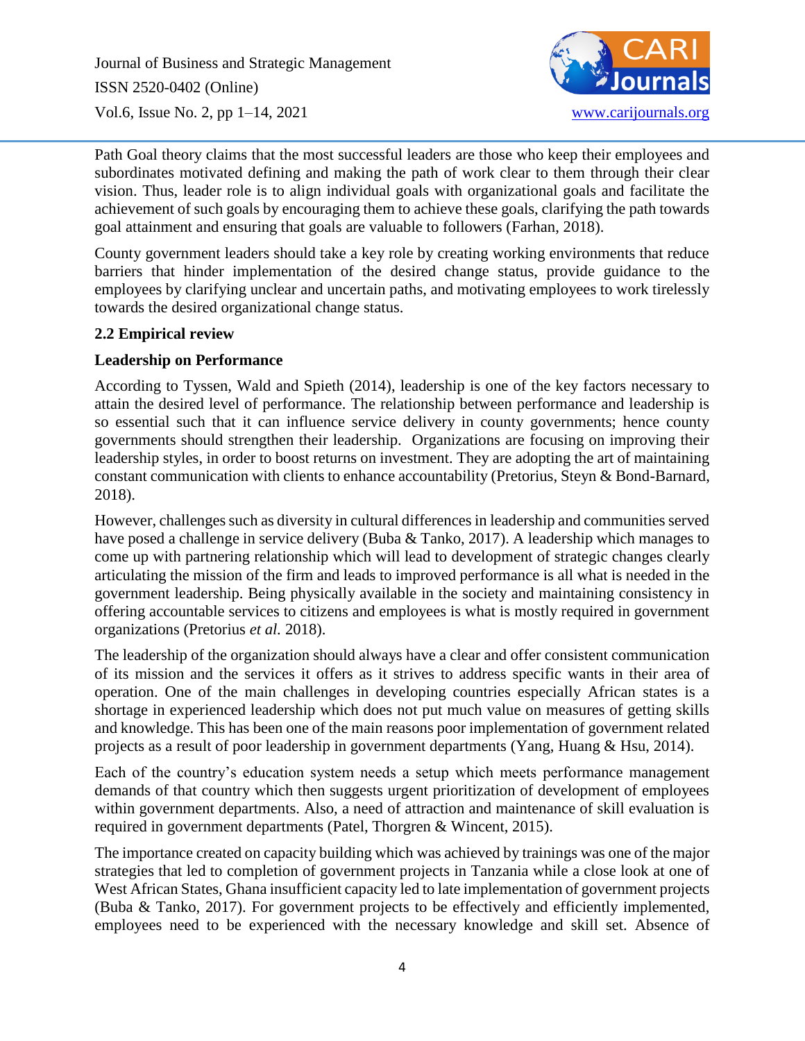Path Goal theory claims that the most successful leaders are those who keep their employees and subordinates motivated defining and making the path of work clear to them through their clear vision. Thus, leader role is to align individual goals with organizational goals and facilitate the achievement of such goals by encouraging them to achieve these goals, clarifying the path towards goal attainment and ensuring that goals are valuable to followers (Farhan, 2018).

County government leaders should take a key role by creating working environments that reduce barriers that hinder implementation of the desired change status, provide guidance to the employees by clarifying unclear and uncertain paths, and motivating employees to work tirelessly towards the desired organizational change status.

## 2.2 Empirical review

### Leadership on Performance

According to Tyssen, Wald and Spieth (2014), leadership is one of the key factors necessary to attain the desired level of performance. The relationship between performance and leadership is so essential such that it can influence service delivery in county governments; hence county governments should strengthen their leadership. Organizations are focusing on improving their leadership styles, in order to boost returns on investment. They are adopting the art of maintaining constant communication with clients to enhance accountability (Pretorius, Steyn & Bond-Barnard, 2018).

However, challenges such as diversity in cultural differences in leadership and communities served have posed a challenge in service delivery (Buba & Tanko, 2017). A leadership which manages to come up with partnering relationship which will lead to development of strategic changes clearly articulating the mission of the firm and leads to improved performance is all what is needed in the government leadership. Being physically available in the society and maintaining consistency in offering accountable services to citizens and employees is what is mostly required in government organizations (Pretorius *et al.* 2018).

The leadership of the organization should always have a clear and offer consistent communication of its mission and the services it offers as it strives to address specific wants in their area of operation. One of the main challenges in developing countries especially African states is a shortage in experienced leadership which does not put much value on measures of getting skills and knowledge. This has been one of the main reasons poor implementation of government related projects as a result of poor leadership in government departments (Yang, Huang & Hsu, 2014).

Each of the country's education system needs a setup which meets performance management demands of that country which then suggests urgent prioritization of development of employees within government departments. Also, a need of attraction and maintenance of skill evaluation is required in government departments (Patel, Thorgren & Wincent, 2015).

The importance created on capacity building which was achieved by trainings was one of the major strategies that led to completion of government projects in Tanzania while a close look at one of West African States, Ghana insufficient capacity led to late implementation of government projects (Buba & Tanko, 2017). For government projects to be effectively and efficiently implemented, employees need to be experienced with the necessary knowledge and skill set. Absence of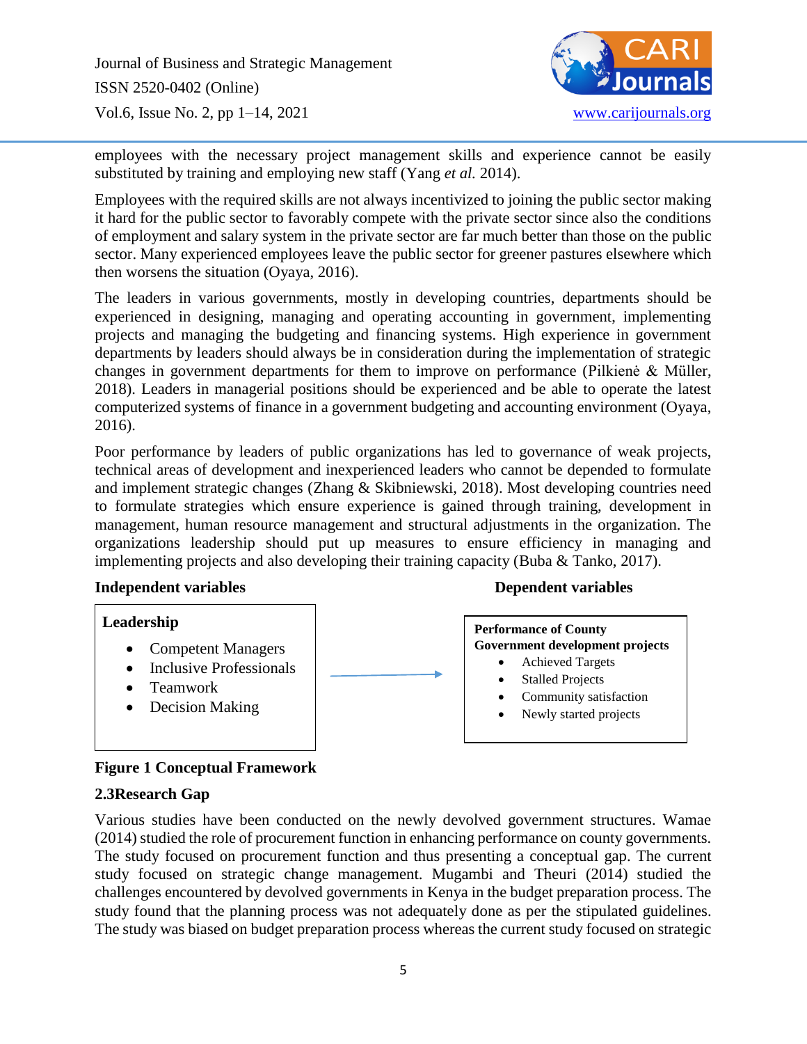employees with the necessary project management skills and experience cannot be easily substituted by training and employing new staff (Yang *et al.* 2014).

Employees with the required skills are not always incentivized to joining the public sector making it hard for the public sector to favorably compete with the private sector since also the conditions of employment and salary system in the private sector are far much better than those on the public sector. Many experienced employees leave the public sector for greener pastures elsewhere which then worsens the situation (Oyaya, 2016).

The leaders in various governments, mostly in developing countries, departments should be experienced in designing, managing and operating accounting in government, implementing projects and managing the budgeting and financing systems. High experience in government departments by leaders should always be in consideration during the implementation of strategic changes in government departments for them to improve on performance (Pilkienė & Müller, 2018). Leaders in managerial positions should be experienced and be able to operate the latest computerized systems of finance in a government budgeting and accounting environment (Oyaya, 2016).

Poor performance by leaders of public organizations has led to governance of weak projects, technical areas of development and inexperienced leaders who cannot be depended to formulate and implement strategic changes (Zhang & Skibniewski, 2018). Most developing countries need to formulate strategies which ensure experience is gained through training, development in management, human resource management and structural adjustments in the organization. The organizations leadership should put up measures to ensure efficiency in managing and implementing projects and also developing their training capacity (Buba & Tanko, 2017).

**Independent variables** → **Dependent variables**

**Leadership**

- Competent Managers
- Inclusive Professionals
- Teamwork
- Decision Making

**Performance of County Government development projects**

- Achieved Targets
- Stalled Projects
- Community satisfaction
- Newly started projects

**Figure 1 Conceptual Framework**

### 2.3Research Gap

Various studies have been conducted on the newly devolved government structures. Wamae (2014) studied the role of procurement function in enhancing performance on county governments. The study focused on procurement function and thus presenting a conceptual gap. The current study focused on strategic change management. Mugambi and Theuri (2014) studied the challenges encountered by devolved governments in Kenya in the budget preparation process. The study found that the planning process was not adequately done as per the stipulated guidelines. The study was biased on budget preparation process whereas the current study focused on strategic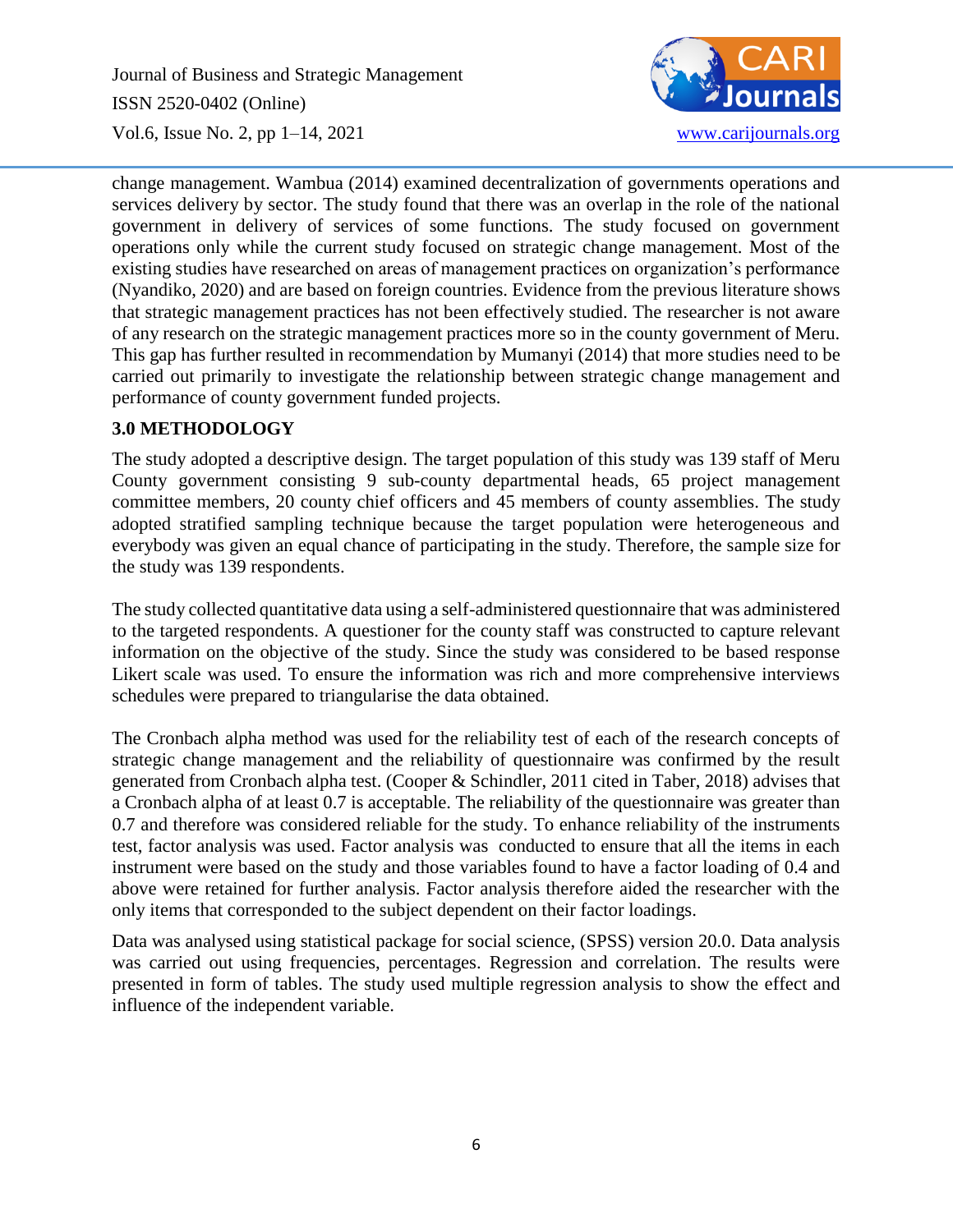change management. Wambua (2014) examined decentralization of governments operations and services delivery by sector. The study found that there was an overlap in the role of the national government in delivery of services of some functions. The study focused on government operations only while the current study focused on strategic change management. Most of the existing studies have researched on areas of management practices on organization's performance (Nyandiko, 2020) and are based on foreign countries. Evidence from the previous literature shows that strategic management practices has not been effectively studied. The researcher is not aware of any research on the strategic management practices more so in the county government of Meru. This gap has further resulted in recommendation by Mumanyi (2014) that more studies need to be carried out primarily to investigate the relationship between strategic change management and performance of county government funded projects.

## 3.0 METHODOLOGY

The study adopted a descriptive design. The target population of this study was 139 staff of Meru County government consisting 9 sub-county departmental heads, 65 project management committee members, 20 county chief officers and 45 members of county assemblies. The study adopted stratified sampling technique because the target population were heterogeneous and everybody was given an equal chance of participating in the study. Therefore, the sample size for the study was 139 respondents.

The study collected quantitative data using a self-administered questionnaire that was administered to the targeted respondents. A questioner for the county staff was constructed to capture relevant information on the objective of the study. Since the study was considered to be based response Likert scale was used. To ensure the information was rich and more comprehensive interviews schedules were prepared to triangularise the data obtained.

The Cronbach alpha method was used for the reliability test of each of the research concepts of strategic change management and the reliability of questionnaire was confirmed by the result generated from Cronbach alpha test. (Cooper & Schindler, 2011 cited in Taber, 2018) advises that a Cronbach alpha of at least 0.7 is acceptable. The reliability of the questionnaire was greater than 0.7 and therefore was considered reliable for the study. To enhance reliability of the instruments test, factor analysis was used. Factor analysis was conducted to ensure that all the items in each instrument were based on the study and those variables found to have a factor loading of 0.4 and above were retained for further analysis. Factor analysis therefore aided the researcher with the only items that corresponded to the subject dependent on their factor loadings.

Data was analysed using statistical package for social science, (SPSS) version 20.0. Data analysis was carried out using frequencies, percentages. Regression and correlation. The results were presented in form of tables. The study used multiple regression analysis to show the effect and influence of the independent variable.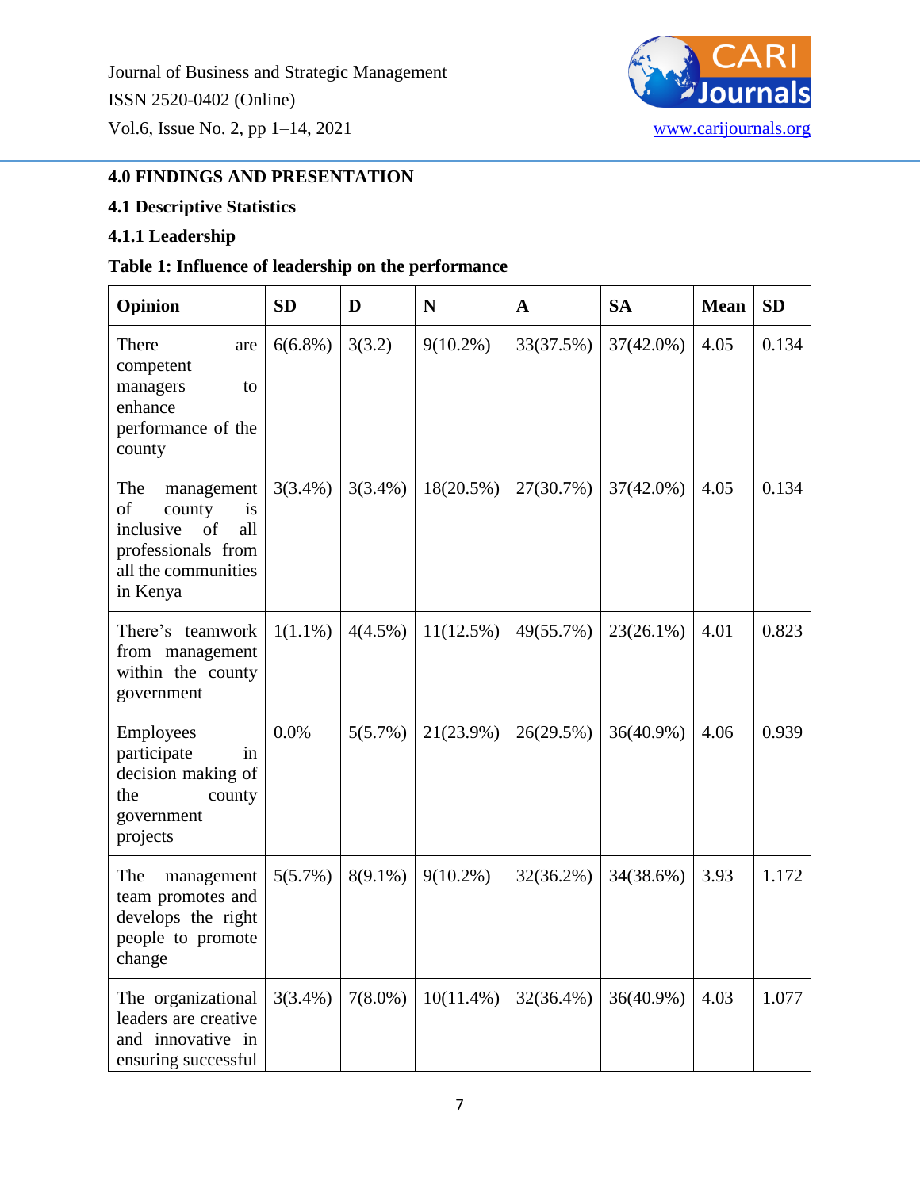## 4.0 FINDINGS AND PRESENTATION

### 4.1 Descriptive Statistics

#### 4.1.1 Leadership

**Table 1: Influence of leadership on the performance**

| Opinion | SD | D | N | A | SA | Mean | SD |
|---|---|---|---|---|---|---|---|
| There are competent managers to enhance performance of the county | 6(6.8%) | 3(3.2) | 9(10.2%) | 33(37.5%) | 37(42.0%) | 4.05 | 0.134 |
| The management of county is inclusive of all professionals from all the communities in Kenya | 3(3.4%) | 3(3.4%) | 18(20.5%) | 27(30.7%) | 37(42.0%) | 4.05 | 0.134 |
| There's teamwork from management within the county government | 1(1.1%) | 4(4.5%) | 11(12.5%) | 49(55.7%) | 23(26.1%) | 4.01 | 0.823 |
| Employees participate in decision making of the county government projects | 0.0% | 5(5.7%) | 21(23.9%) | 26(29.5%) | 36(40.9%) | 4.06 | 0.939 |
| The management team promotes and develops the right people to promote change | 5(5.7%) | 8(9.1%) | 9(10.2%) | 32(36.2%) | 34(38.6%) | 3.93 | 1.172 |
| The organizational leaders are creative and innovative in ensuring successful | 3(3.4%) | 7(8.0%) | 10(11.4%) | 32(36.4%) | 36(40.9%) | 4.03 | 1.077 |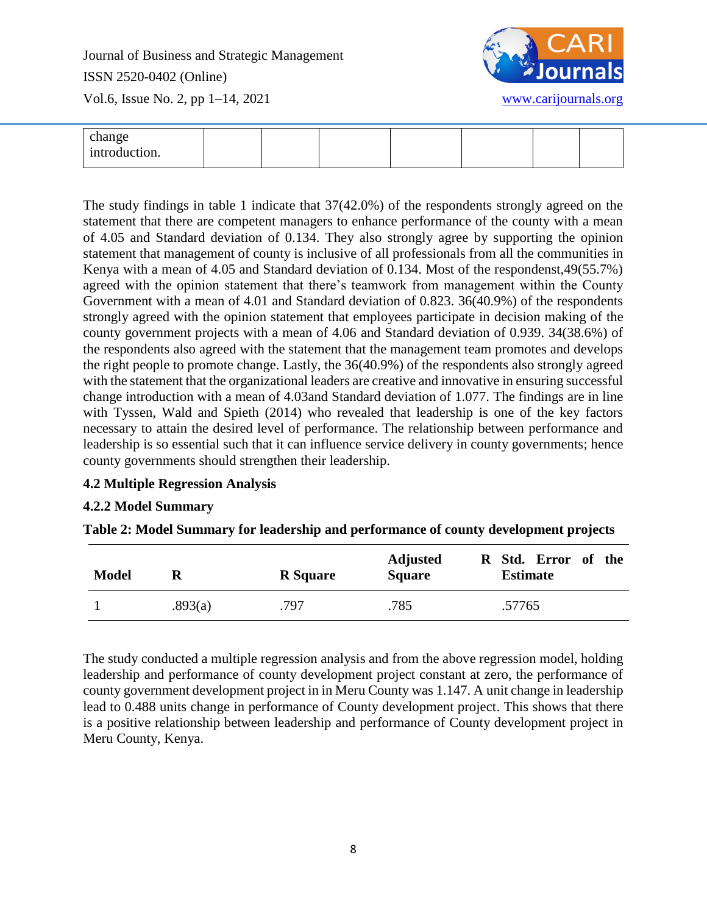| change introduction. | | | | | | | |
|---|---|---|---|---|---|---|---|

The study findings in table 1 indicate that 37(42.0%) of the respondents strongly agreed on the statement that there are competent managers to enhance performance of the county with a mean of 4.05 and Standard deviation of 0.134. They also strongly agree by supporting the opinion statement that management of county is inclusive of all professionals from all the communities in Kenya with a mean of 4.05 and Standard deviation of 0.134. Most of the respondenst,49(55.7%) agreed with the opinion statement that there's teamwork from management within the County Government with a mean of 4.01 and Standard deviation of 0.823. 36(40.9%) of the respondents strongly agreed with the opinion statement that employees participate in decision making of the county government projects with a mean of 4.06 and Standard deviation of 0.939. 34(38.6%) of the respondents also agreed with the statement that the management team promotes and develops the right people to promote change. Lastly, the 36(40.9%) of the respondents also strongly agreed with the statement that the organizational leaders are creative and innovative in ensuring successful change introduction with a mean of 4.03and Standard deviation of 1.077. The findings are in line with Tyssen, Wald and Spieth (2014) who revealed that leadership is one of the key factors necessary to attain the desired level of performance. The relationship between performance and leadership is so essential such that it can influence service delivery in county governments; hence county governments should strengthen their leadership.

### 4.2 Multiple Regression Analysis

### 4.2.2 Model Summary

**Table 2: Model Summary for leadership and performance of county development projects**

| Model | R | R Square | Adjusted R Square | Std. Error of the Estimate |
|---|---|---|---|---|
| 1 | .893(a) | .797 | .785 | .57765 |

The study conducted a multiple regression analysis and from the above regression model, holding leadership and performance of county development project constant at zero, the performance of county government development project in in Meru County was 1.147. A unit change in leadership lead to 0.488 units change in performance of County development project. This shows that there is a positive relationship between leadership and performance of County development project in Meru County, Kenya.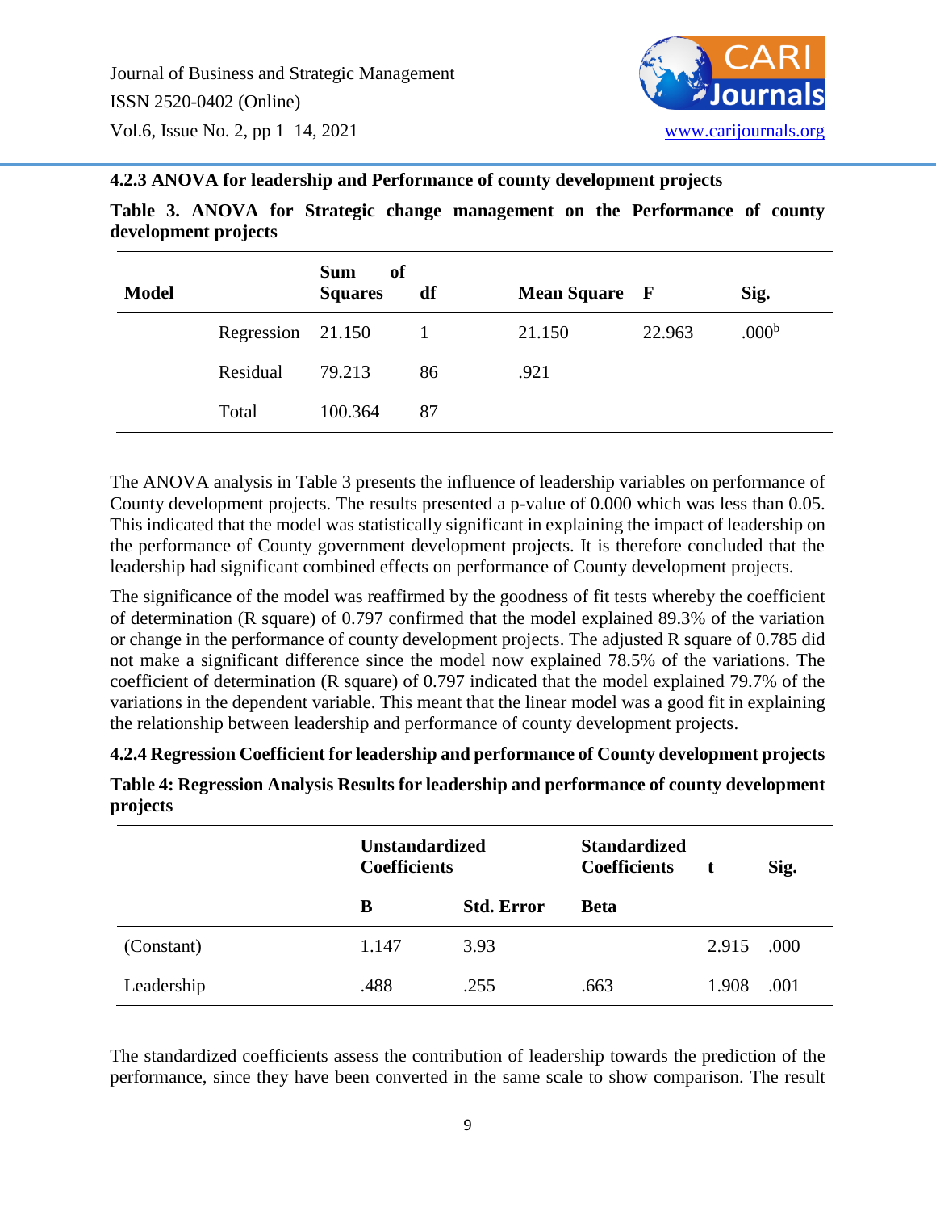### 4.2.3 ANOVA for leadership and Performance of county development projects

**Table 3. ANOVA for Strategic change management on the Performance of county development projects**

| Model | | Sum of Squares | df | Mean Square | F | Sig. |
|---|---|---|---|---|---|---|
| | Regression | 21.150 | 1 | 21.150 | 22.963 | .000[b] |
| | Residual | 79.213 | 86 | .921 | | |
| | Total | 100.364 | 87 | | | |

The ANOVA analysis in Table 3 presents the influence of leadership variables on performance of County development projects. The results presented a p-value of 0.000 which was less than 0.05. This indicated that the model was statistically significant in explaining the impact of leadership on the performance of County government development projects. It is therefore concluded that the leadership had significant combined effects on performance of County development projects.

The significance of the model was reaffirmed by the goodness of fit tests whereby the coefficient of determination (R square) of 0.797 confirmed that the model explained 89.3% of the variation or change in the performance of county development projects. The adjusted R square of 0.785 did not make a significant difference since the model now explained 78.5% of the variations. The coefficient of determination (R square) of 0.797 indicated that the model explained 79.7% of the variations in the dependent variable. This meant that the linear model was a good fit in explaining the relationship between leadership and performance of county development projects.

### 4.2.4 Regression Coefficient for leadership and performance of County development projects

**Table 4: Regression Analysis Results for leadership and performance of county development projects**

| | Unstandardized Coefficients | | Standardized Coefficients | t | Sig. |
|---|---|---|---|---|---|
| | B | Std. Error | Beta | | |
| (Constant) | 1.147 | 3.93 | | 2.915 | .000 |
| Leadership | .488 | .255 | .663 | 1.908 | .001 |

The standardized coefficients assess the contribution of leadership towards the prediction of the performance, since they have been converted in the same scale to show comparison. The result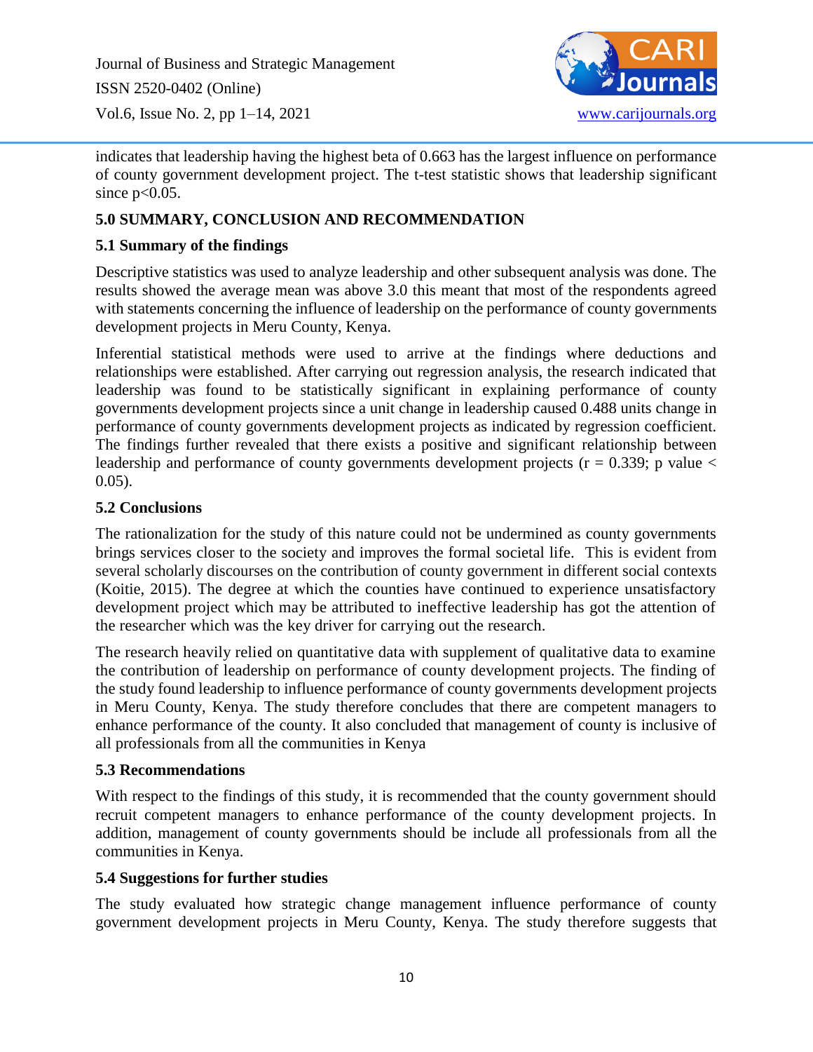indicates that leadership having the highest beta of 0.663 has the largest influence on performance of county government development project. The t-test statistic shows that leadership significant since $p<0.05$.

## 5.0 SUMMARY, CONCLUSION AND RECOMMENDATION

### 5.1 Summary of the findings

Descriptive statistics was used to analyze leadership and other subsequent analysis was done. The results showed the average mean was above 3.0 this meant that most of the respondents agreed with statements concerning the influence of leadership on the performance of county governments development projects in Meru County, Kenya.

Inferential statistical methods were used to arrive at the findings where deductions and relationships were established. After carrying out regression analysis, the research indicated that leadership was found to be statistically significant in explaining performance of county governments development projects since a unit change in leadership caused 0.488 units change in performance of county governments development projects as indicated by regression coefficient. The findings further revealed that there exists a positive and significant relationship between leadership and performance of county governments development projects ($r = 0.339$; p value $< 0.05$).

### 5.2 Conclusions

The rationalization for the study of this nature could not be undermined as county governments brings services closer to the society and improves the formal societal life. This is evident from several scholarly discourses on the contribution of county government in different social contexts (Koitie, 2015). The degree at which the counties have continued to experience unsatisfactory development project which may be attributed to ineffective leadership has got the attention of the researcher which was the key driver for carrying out the research.

The research heavily relied on quantitative data with supplement of qualitative data to examine the contribution of leadership on performance of county development projects. The finding of the study found leadership to influence performance of county governments development projects in Meru County, Kenya. The study therefore concludes that there are competent managers to enhance performance of the county. It also concluded that management of county is inclusive of all professionals from all the communities in Kenya

### 5.3 Recommendations

With respect to the findings of this study, it is recommended that the county government should recruit competent managers to enhance performance of the county development projects. In addition, management of county governments should be include all professionals from all the communities in Kenya.

### 5.4 Suggestions for further studies

The study evaluated how strategic change management influence performance of county government development projects in Meru County, Kenya. The study therefore suggests that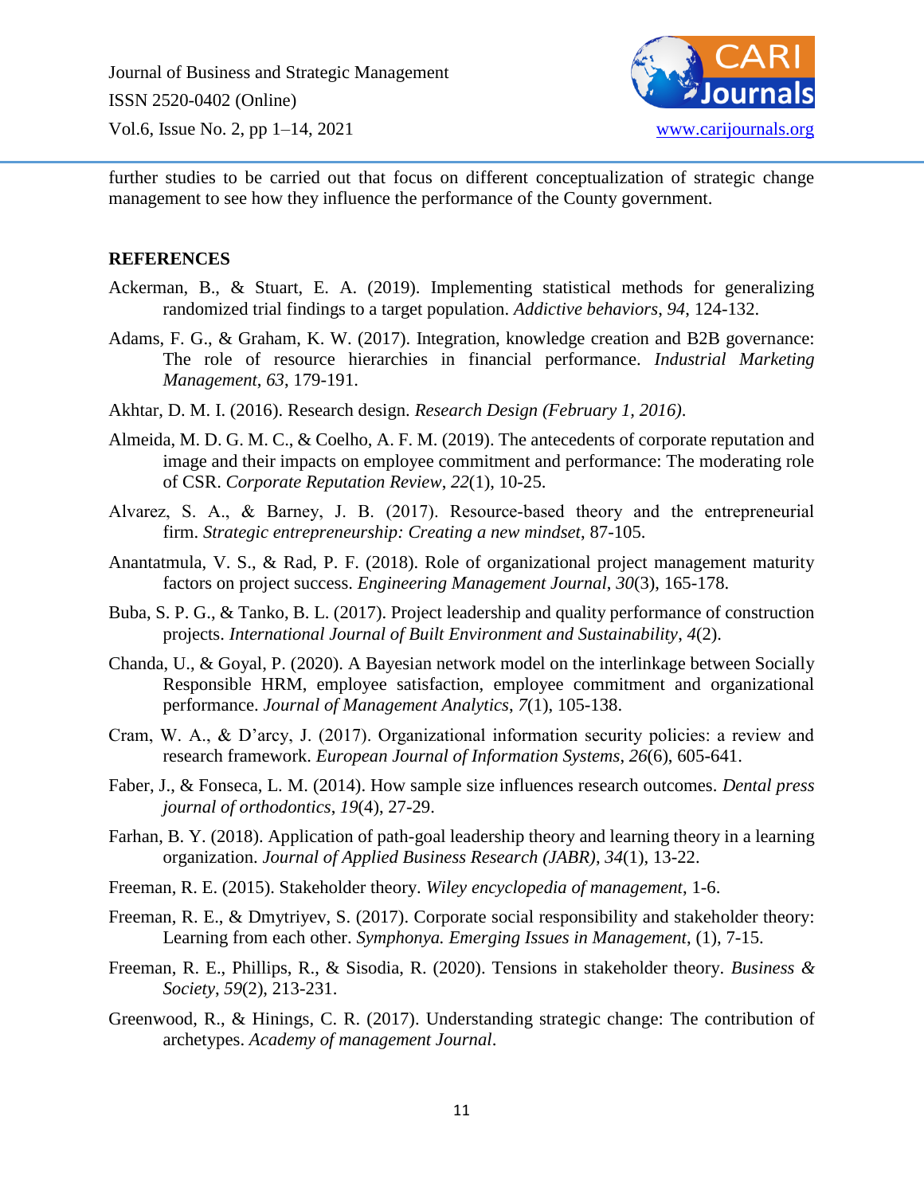further studies to be carried out that focus on different conceptualization of strategic change management to see how they influence the performance of the County government.

## REFERENCES

Ackerman, B., & Stuart, E. A. (2019). Implementing statistical methods for generalizing randomized trial findings to a target population. *Addictive behaviors*, *94*, 124-132.

Adams, F. G., & Graham, K. W. (2017). Integration, knowledge creation and B2B governance: The role of resource hierarchies in financial performance. *Industrial Marketing Management*, *63*, 179-191.

Akhtar, D. M. I. (2016). Research design. *Research Design (February 1, 2016)*.

Almeida, M. D. G. M. C., & Coelho, A. F. M. (2019). The antecedents of corporate reputation and image and their impacts on employee commitment and performance: The moderating role of CSR. *Corporate Reputation Review*, *22*(1), 10-25.

Alvarez, S. A., & Barney, J. B. (2017). Resource-based theory and the entrepreneurial firm. *Strategic entrepreneurship: Creating a new mindset*, 87-105.

Anantatmula, V. S., & Rad, P. F. (2018). Role of organizational project management maturity factors on project success. *Engineering Management Journal*, *30*(3), 165-178.

Buba, S. P. G., & Tanko, B. L. (2017). Project leadership and quality performance of construction projects. *International Journal of Built Environment and Sustainability*, *4*(2).

Chanda, U., & Goyal, P. (2020). A Bayesian network model on the interlinkage between Socially Responsible HRM, employee satisfaction, employee commitment and organizational performance. *Journal of Management Analytics*, *7*(1), 105-138.

Cram, W. A., & D'arcy, J. (2017). Organizational information security policies: a review and research framework. *European Journal of Information Systems*, *26*(6), 605-641.

Faber, J., & Fonseca, L. M. (2014). How sample size influences research outcomes. *Dental press journal of orthodontics*, *19*(4), 27-29.

Farhan, B. Y. (2018). Application of path-goal leadership theory and learning theory in a learning organization. *Journal of Applied Business Research (JABR)*, *34*(1), 13-22.

Freeman, R. E. (2015). Stakeholder theory. *Wiley encyclopedia of management*, 1-6.

Freeman, R. E., & Dmytriyev, S. (2017). Corporate social responsibility and stakeholder theory: Learning from each other. *Symphonya. Emerging Issues in Management*, (1), 7-15.

Freeman, R. E., Phillips, R., & Sisodia, R. (2020). Tensions in stakeholder theory. *Business & Society*, *59*(2), 213-231.

Greenwood, R., & Hinings, C. R. (2017). Understanding strategic change: The contribution of archetypes. *Academy of management Journal*.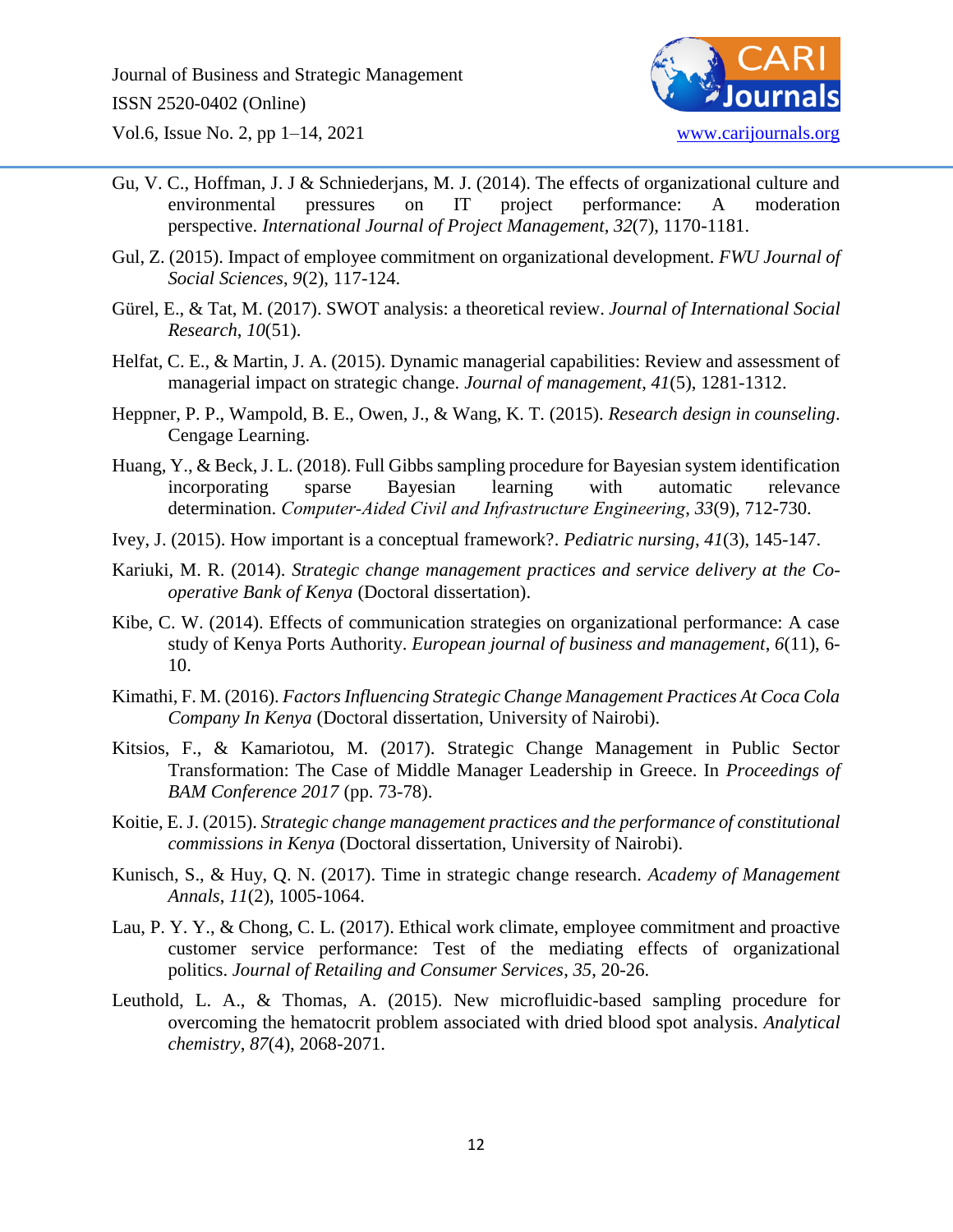Gu, V. C., Hoffman, J. J & Schniederjans, M. J. (2014). The effects of organizational culture and environmental pressures on IT project performance: A moderation perspective. *International Journal of Project Management*, *32*(7), 1170-1181.

Gul, Z. (2015). Impact of employee commitment on organizational development. *FWU Journal of Social Sciences*, *9*(2), 117-124.

Gürel, E., & Tat, M. (2017). SWOT analysis: a theoretical review. *Journal of International Social Research*, *10*(51).

Helfat, C. E., & Martin, J. A. (2015). Dynamic managerial capabilities: Review and assessment of managerial impact on strategic change. *Journal of management*, *41*(5), 1281-1312.

Heppner, P. P., Wampold, B. E., Owen, J., & Wang, K. T. (2015). *Research design in counseling*. Cengage Learning.

Huang, Y., & Beck, J. L. (2018). Full Gibbs sampling procedure for Bayesian system identification incorporating sparse Bayesian learning with automatic relevance determination. *Computer-Aided Civil and Infrastructure Engineering*, *33*(9), 712-730.

Ivey, J. (2015). How important is a conceptual framework?. *Pediatric nursing*, *41*(3), 145-147.

Kariuki, M. R. (2014). *Strategic change management practices and service delivery at the Co-operative Bank of Kenya* (Doctoral dissertation).

Kibe, C. W. (2014). Effects of communication strategies on organizational performance: A case study of Kenya Ports Authority. *European journal of business and management*, *6*(11), 6-10.

Kimathi, F. M. (2016). *Factors Influencing Strategic Change Management Practices At Coca Cola Company In Kenya* (Doctoral dissertation, University of Nairobi).

Kitsios, F., & Kamariotou, M. (2017). Strategic Change Management in Public Sector Transformation: The Case of Middle Manager Leadership in Greece. In *Proceedings of BAM Conference 2017* (pp. 73-78).

Koitie, E. J. (2015). *Strategic change management practices and the performance of constitutional commissions in Kenya* (Doctoral dissertation, University of Nairobi).

Kunisch, S., & Huy, Q. N. (2017). Time in strategic change research. *Academy of Management Annals*, *11*(2), 1005-1064.

Lau, P. Y. Y., & Chong, C. L. (2017). Ethical work climate, employee commitment and proactive customer service performance: Test of the mediating effects of organizational politics. *Journal of Retailing and Consumer Services*, *35*, 20-26.

Leuthold, L. A., & Thomas, A. (2015). New microfluidic-based sampling procedure for overcoming the hematocrit problem associated with dried blood spot analysis. *Analytical chemistry*, *87*(4), 2068-2071.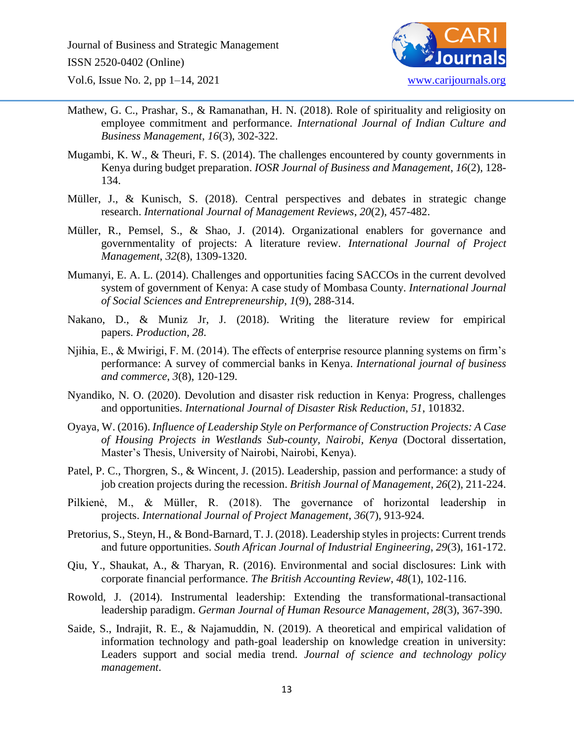Mathew, G. C., Prashar, S., & Ramanathan, H. N. (2018). Role of spirituality and religiosity on employee commitment and performance. *International Journal of Indian Culture and Business Management*, *16*(3), 302-322.

Mugambi, K. W., & Theuri, F. S. (2014). The challenges encountered by county governments in Kenya during budget preparation. *IOSR Journal of Business and Management*, *16*(2), 128-134.

Müller, J., & Kunisch, S. (2018). Central perspectives and debates in strategic change research. *International Journal of Management Reviews*, *20*(2), 457-482.

Müller, R., Pemsel, S., & Shao, J. (2014). Organizational enablers for governance and governmentality of projects: A literature review. *International Journal of Project Management*, *32*(8), 1309-1320.

Mumanyi, E. A. L. (2014). Challenges and opportunities facing SACCOs in the current devolved system of government of Kenya: A case study of Mombasa County. *International Journal of Social Sciences and Entrepreneurship*, *1*(9), 288-314.

Nakano, D., & Muniz Jr, J. (2018). Writing the literature review for empirical papers. *Production*, *28*.

Njihia, E., & Mwirigi, F. M. (2014). The effects of enterprise resource planning systems on firm's performance: A survey of commercial banks in Kenya. *International journal of business and commerce*, *3*(8), 120-129.

Nyandiko, N. O. (2020). Devolution and disaster risk reduction in Kenya: Progress, challenges and opportunities. *International Journal of Disaster Risk Reduction*, *51*, 101832.

Oyaya, W. (2016). *Influence of Leadership Style on Performance of Construction Projects: A Case of Housing Projects in Westlands Sub-county, Nairobi, Kenya* (Doctoral dissertation, Master's Thesis, University of Nairobi, Nairobi, Kenya).

Patel, P. C., Thorgren, S., & Wincent, J. (2015). Leadership, passion and performance: a study of job creation projects during the recession. *British Journal of Management*, *26*(2), 211-224.

Pilkienė, M., & Müller, R. (2018). The governance of horizontal leadership in projects. *International Journal of Project Management*, *36*(7), 913-924.

Pretorius, S., Steyn, H., & Bond-Barnard, T. J. (2018). Leadership styles in projects: Current trends and future opportunities. *South African Journal of Industrial Engineering*, *29*(3), 161-172.

Qiu, Y., Shaukat, A., & Tharyan, R. (2016). Environmental and social disclosures: Link with corporate financial performance. *The British Accounting Review*, *48*(1), 102-116.

Rowold, J. (2014). Instrumental leadership: Extending the transformational-transactional leadership paradigm. *German Journal of Human Resource Management*, *28*(3), 367-390.

Saide, S., Indrajit, R. E., & Najamuddin, N. (2019). A theoretical and empirical validation of information technology and path-goal leadership on knowledge creation in university: Leaders support and social media trend. *Journal of science and technology policy management*.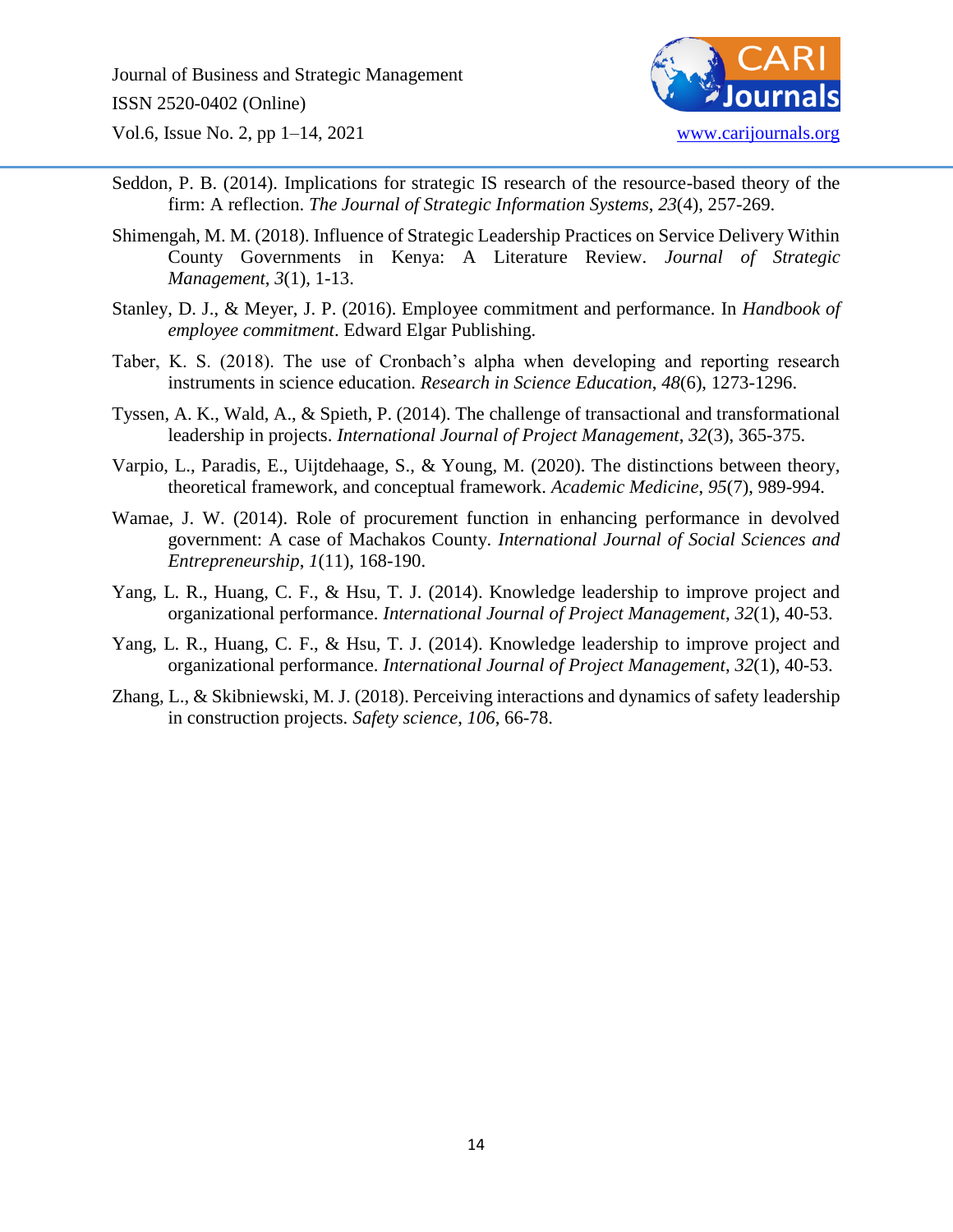Seddon, P. B. (2014). Implications for strategic IS research of the resource-based theory of the firm: A reflection. *The Journal of Strategic Information Systems*, *23*(4), 257-269.

Shimengah, M. M. (2018). Influence of Strategic Leadership Practices on Service Delivery Within County Governments in Kenya: A Literature Review. *Journal of Strategic Management*, *3*(1), 1-13.

Stanley, D. J., & Meyer, J. P. (2016). Employee commitment and performance. In *Handbook of employee commitment*. Edward Elgar Publishing.

Taber, K. S. (2018). The use of Cronbach's alpha when developing and reporting research instruments in science education. *Research in Science Education*, *48*(6), 1273-1296.

Tyssen, A. K., Wald, A., & Spieth, P. (2014). The challenge of transactional and transformational leadership in projects. *International Journal of Project Management*, *32*(3), 365-375.

Varpio, L., Paradis, E., Uijtdehaage, S., & Young, M. (2020). The distinctions between theory, theoretical framework, and conceptual framework. *Academic Medicine*, *95*(7), 989-994.

Wamae, J. W. (2014). Role of procurement function in enhancing performance in devolved government: A case of Machakos County. *International Journal of Social Sciences and Entrepreneurship*, *1*(11), 168-190.

Yang, L. R., Huang, C. F., & Hsu, T. J. (2014). Knowledge leadership to improve project and organizational performance. *International Journal of Project Management*, *32*(1), 40-53.

Yang, L. R., Huang, C. F., & Hsu, T. J. (2014). Knowledge leadership to improve project and organizational performance. *International Journal of Project Management*, *32*(1), 40-53.

Zhang, L., & Skibniewski, M. J. (2018). Perceiving interactions and dynamics of safety leadership in construction projects. *Safety science*, *106*, 66-78.